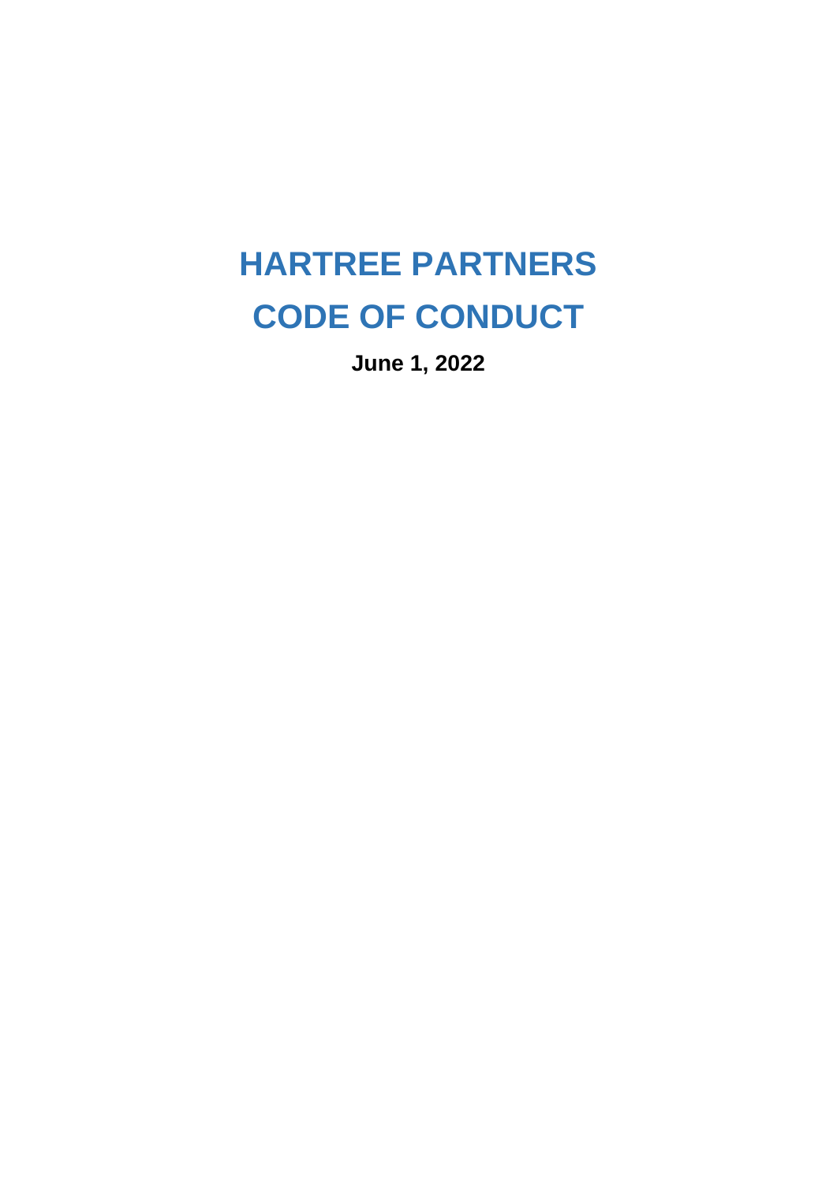# HARTREE PARTNERS
# CODE OF CONDUCT

**June 1, 2022**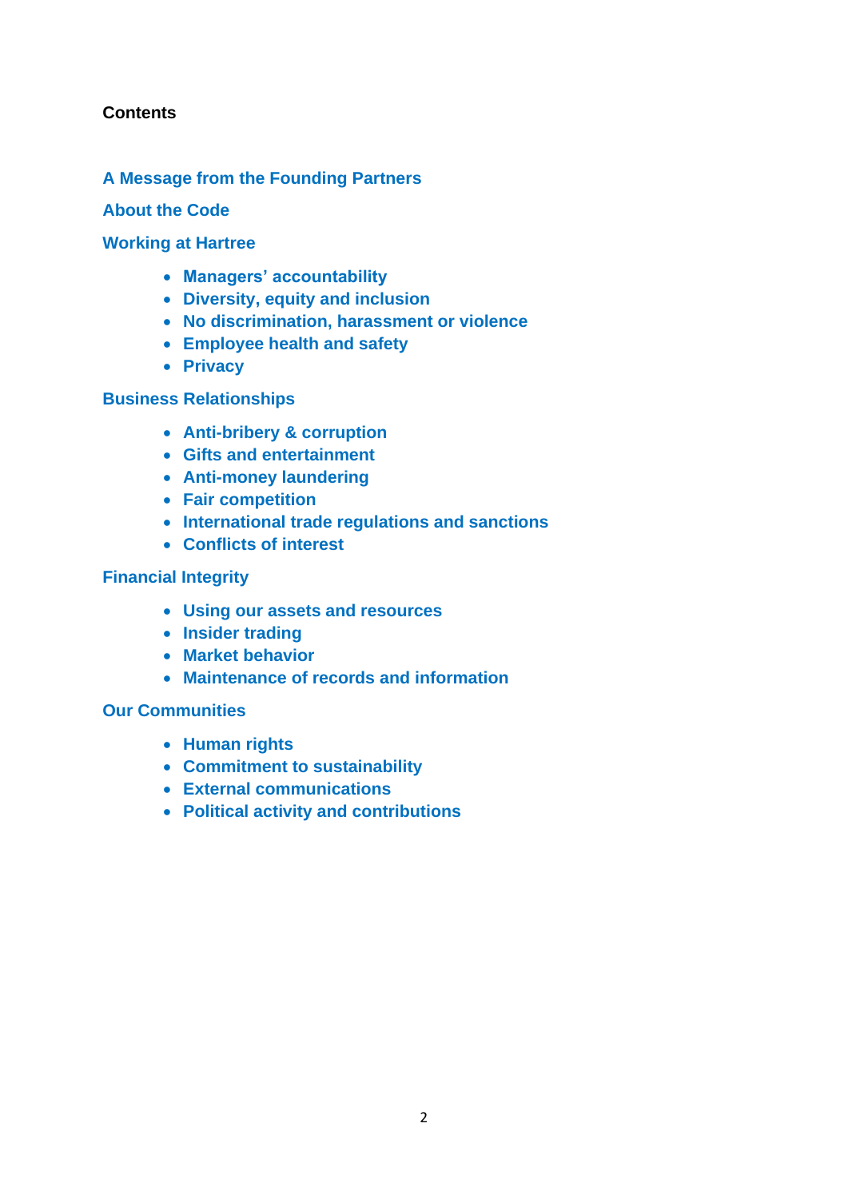## Contents

**A Message from the Founding Partners**

**About the Code**

**Working at Hartree**

- **Managers' accountability**
- **Diversity, equity and inclusion**
- **No discrimination, harassment or violence**
- **Employee health and safety**
- **Privacy**

**Business Relationships**

- **Anti-bribery & corruption**
- **Gifts and entertainment**
- **Anti-money laundering**
- **Fair competition**
- **International trade regulations and sanctions**
- **Conflicts of interest**

**Financial Integrity**

- **Using our assets and resources**
- **Insider trading**
- **Market behavior**
- **Maintenance of records and information**

**Our Communities**

- **Human rights**
- **Commitment to sustainability**
- **External communications**
- **Political activity and contributions**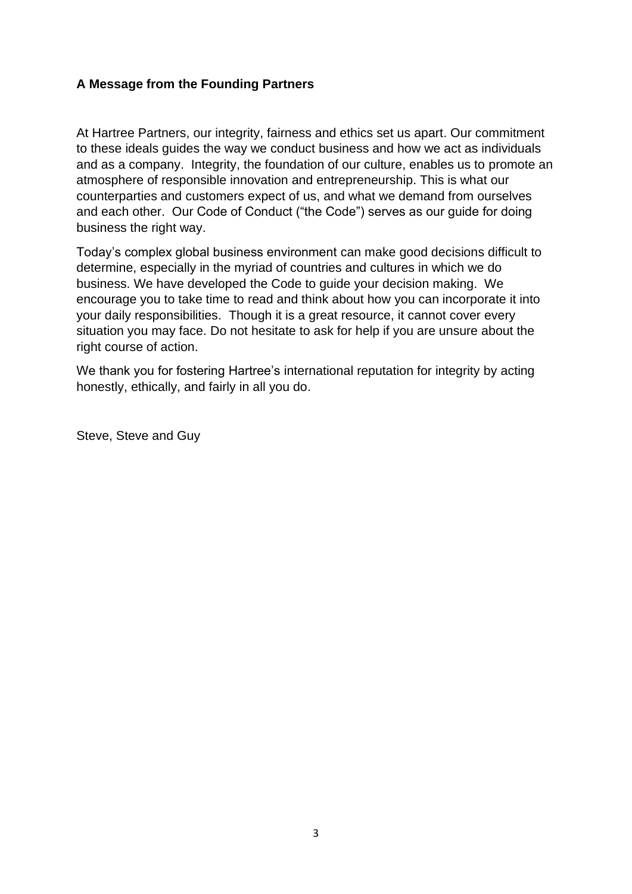## A Message from the Founding Partners

At Hartree Partners, our integrity, fairness and ethics set us apart. Our commitment to these ideals guides the way we conduct business and how we act as individuals and as a company. Integrity, the foundation of our culture, enables us to promote an atmosphere of responsible innovation and entrepreneurship. This is what our counterparties and customers expect of us, and what we demand from ourselves and each other. Our Code of Conduct ("the Code") serves as our guide for doing business the right way.

Today's complex global business environment can make good decisions difficult to determine, especially in the myriad of countries and cultures in which we do business. We have developed the Code to guide your decision making. We encourage you to take time to read and think about how you can incorporate it into your daily responsibilities. Though it is a great resource, it cannot cover every situation you may face. Do not hesitate to ask for help if you are unsure about the right course of action.

We thank you for fostering Hartree's international reputation for integrity by acting honestly, ethically, and fairly in all you do.

Steve, Steve and Guy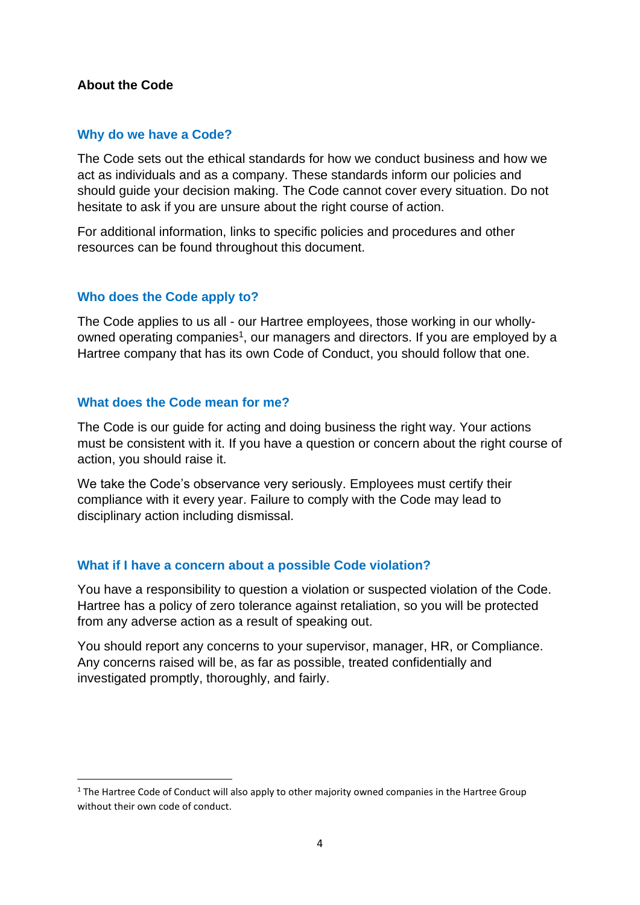## About the Code

### Why do we have a Code?

The Code sets out the ethical standards for how we conduct business and how we act as individuals and as a company. These standards inform our policies and should guide your decision making. The Code cannot cover every situation. Do not hesitate to ask if you are unsure about the right course of action.

For additional information, links to specific policies and procedures and other resources can be found throughout this document.

### Who does the Code apply to?

The Code applies to us all - our Hartree employees, those working in our wholly-owned operating companies[1], our managers and directors. If you are employed by a Hartree company that has its own Code of Conduct, you should follow that one.

### What does the Code mean for me?

The Code is our guide for acting and doing business the right way. Your actions must be consistent with it. If you have a question or concern about the right course of action, you should raise it.

We take the Code's observance very seriously. Employees must certify their compliance with it every year. Failure to comply with the Code may lead to disciplinary action including dismissal.

### What if I have a concern about a possible Code violation?

You have a responsibility to question a violation or suspected violation of the Code. Hartree has a policy of zero tolerance against retaliation, so you will be protected from any adverse action as a result of speaking out.

You should report any concerns to your supervisor, manager, HR, or Compliance. Any concerns raised will be, as far as possible, treated confidentially and investigated promptly, thoroughly, and fairly.

---

[1] The Hartree Code of Conduct will also apply to other majority owned companies in the Hartree Group without their own code of conduct.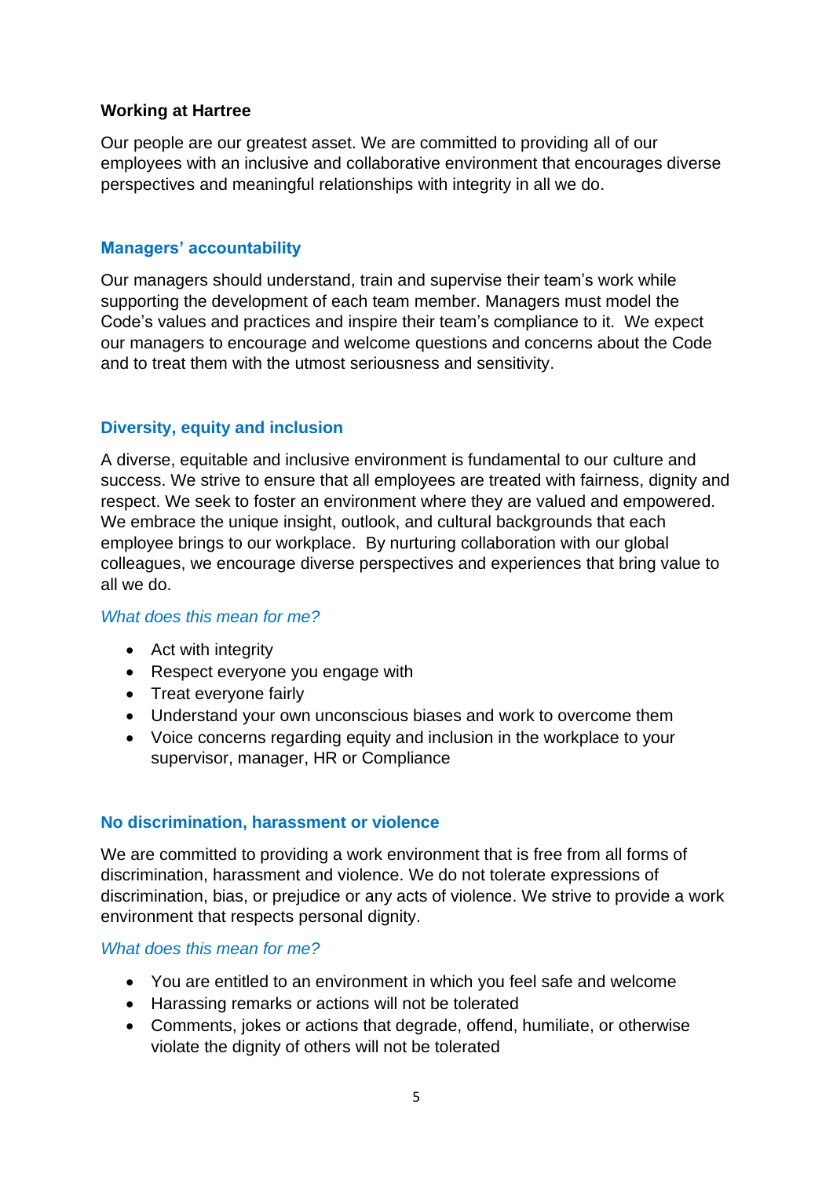## Working at Hartree

Our people are our greatest asset. We are committed to providing all of our employees with an inclusive and collaborative environment that encourages diverse perspectives and meaningful relationships with integrity in all we do.

### Managers' accountability

Our managers should understand, train and supervise their team's work while supporting the development of each team member. Managers must model the Code's values and practices and inspire their team's compliance to it. We expect our managers to encourage and welcome questions and concerns about the Code and to treat them with the utmost seriousness and sensitivity.

### Diversity, equity and inclusion

A diverse, equitable and inclusive environment is fundamental to our culture and success. We strive to ensure that all employees are treated with fairness, dignity and respect. We seek to foster an environment where they are valued and empowered. We embrace the unique insight, outlook, and cultural backgrounds that each employee brings to our workplace. By nurturing collaboration with our global colleagues, we encourage diverse perspectives and experiences that bring value to all we do.

*What does this mean for me?*

- Act with integrity
- Respect everyone you engage with
- Treat everyone fairly
- Understand your own unconscious biases and work to overcome them
- Voice concerns regarding equity and inclusion in the workplace to your supervisor, manager, HR or Compliance

### No discrimination, harassment or violence

We are committed to providing a work environment that is free from all forms of discrimination, harassment and violence. We do not tolerate expressions of discrimination, bias, or prejudice or any acts of violence. We strive to provide a work environment that respects personal dignity.

*What does this mean for me?*

- You are entitled to an environment in which you feel safe and welcome
- Harassing remarks or actions will not be tolerated
- Comments, jokes or actions that degrade, offend, humiliate, or otherwise violate the dignity of others will not be tolerated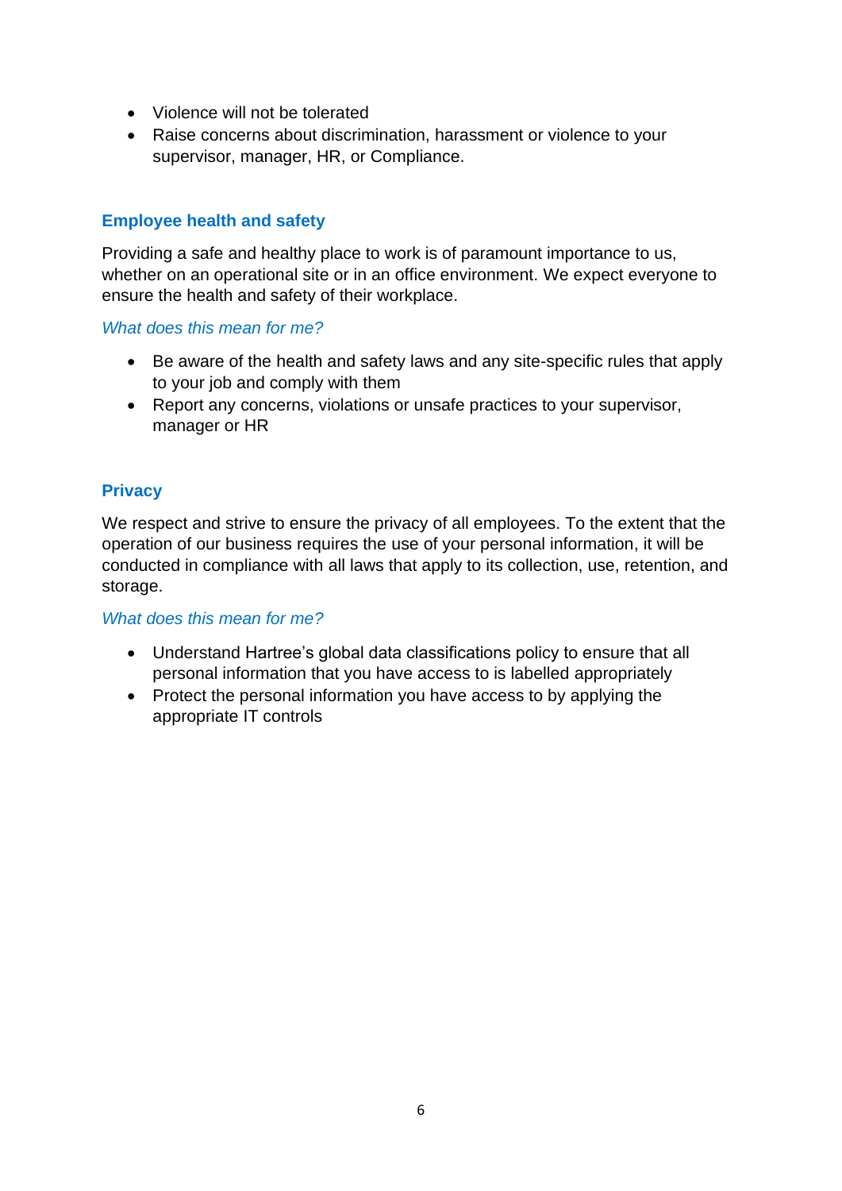- Violence will not be tolerated
- Raise concerns about discrimination, harassment or violence to your supervisor, manager, HR, or Compliance.

## Employee health and safety

Providing a safe and healthy place to work is of paramount importance to us, whether on an operational site or in an office environment. We expect everyone to ensure the health and safety of their workplace.

*What does this mean for me?*

- Be aware of the health and safety laws and any site-specific rules that apply to your job and comply with them
- Report any concerns, violations or unsafe practices to your supervisor, manager or HR

## Privacy

We respect and strive to ensure the privacy of all employees. To the extent that the operation of our business requires the use of your personal information, it will be conducted in compliance with all laws that apply to its collection, use, retention, and storage.

*What does this mean for me?*

- Understand Hartree's global data classifications policy to ensure that all personal information that you have access to is labelled appropriately
- Protect the personal information you have access to by applying the appropriate IT controls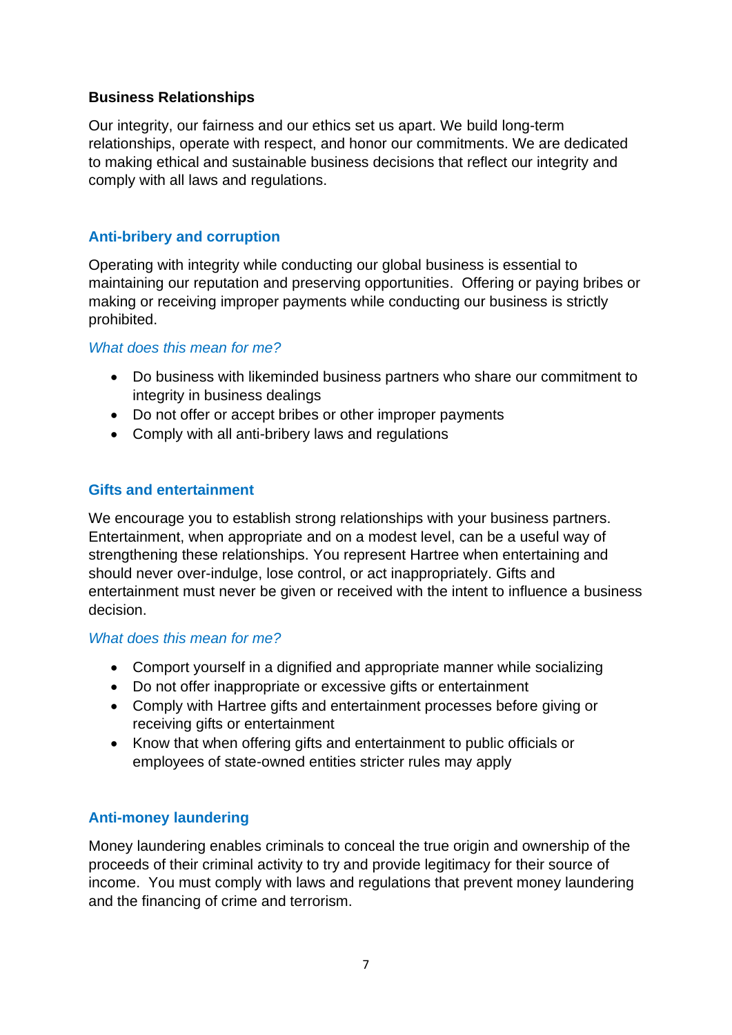## Business Relationships

Our integrity, our fairness and our ethics set us apart. We build long-term relationships, operate with respect, and honor our commitments. We are dedicated to making ethical and sustainable business decisions that reflect our integrity and comply with all laws and regulations.

### Anti-bribery and corruption

Operating with integrity while conducting our global business is essential to maintaining our reputation and preserving opportunities.  Offering or paying bribes or making or receiving improper payments while conducting our business is strictly prohibited.

*What does this mean for me?*

- Do business with likeminded business partners who share our commitment to integrity in business dealings
- Do not offer or accept bribes or other improper payments
- Comply with all anti-bribery laws and regulations

### Gifts and entertainment

We encourage you to establish strong relationships with your business partners. Entertainment, when appropriate and on a modest level, can be a useful way of strengthening these relationships. You represent Hartree when entertaining and should never over-indulge, lose control, or act inappropriately. Gifts and entertainment must never be given or received with the intent to influence a business decision.

*What does this mean for me?*

- Comport yourself in a dignified and appropriate manner while socializing
- Do not offer inappropriate or excessive gifts or entertainment
- Comply with Hartree gifts and entertainment processes before giving or receiving gifts or entertainment
- Know that when offering gifts and entertainment to public officials or employees of state-owned entities stricter rules may apply

### Anti-money laundering

Money laundering enables criminals to conceal the true origin and ownership of the proceeds of their criminal activity to try and provide legitimacy for their source of income.  You must comply with laws and regulations that prevent money laundering and the financing of crime and terrorism.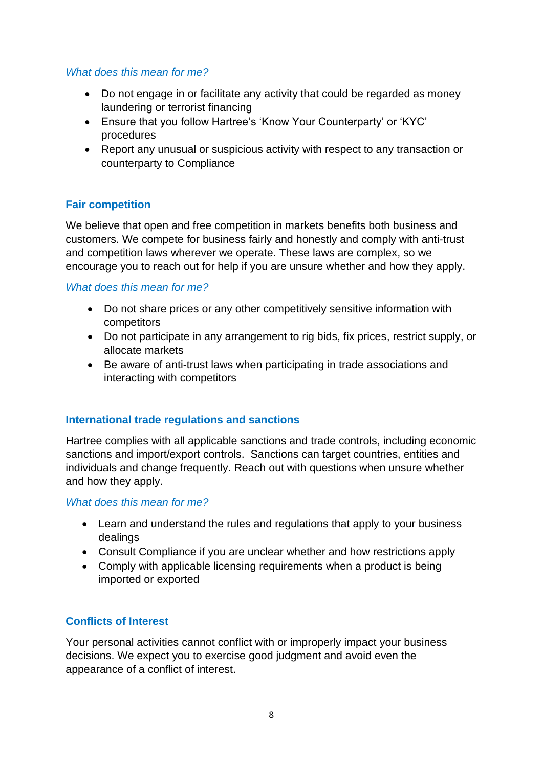*What does this mean for me?*

- Do not engage in or facilitate any activity that could be regarded as money laundering or terrorist financing
- Ensure that you follow Hartree's 'Know Your Counterparty' or 'KYC' procedures
- Report any unusual or suspicious activity with respect to any transaction or counterparty to Compliance

### Fair competition

We believe that open and free competition in markets benefits both business and customers. We compete for business fairly and honestly and comply with anti-trust and competition laws wherever we operate. These laws are complex, so we encourage you to reach out for help if you are unsure whether and how they apply.

*What does this mean for me?*

- Do not share prices or any other competitively sensitive information with competitors
- Do not participate in any arrangement to rig bids, fix prices, restrict supply, or allocate markets
- Be aware of anti-trust laws when participating in trade associations and interacting with competitors

### International trade regulations and sanctions

Hartree complies with all applicable sanctions and trade controls, including economic sanctions and import/export controls. Sanctions can target countries, entities and individuals and change frequently. Reach out with questions when unsure whether and how they apply.

*What does this mean for me?*

- Learn and understand the rules and regulations that apply to your business dealings
- Consult Compliance if you are unclear whether and how restrictions apply
- Comply with applicable licensing requirements when a product is being imported or exported

### Conflicts of Interest

Your personal activities cannot conflict with or improperly impact your business decisions. We expect you to exercise good judgment and avoid even the appearance of a conflict of interest.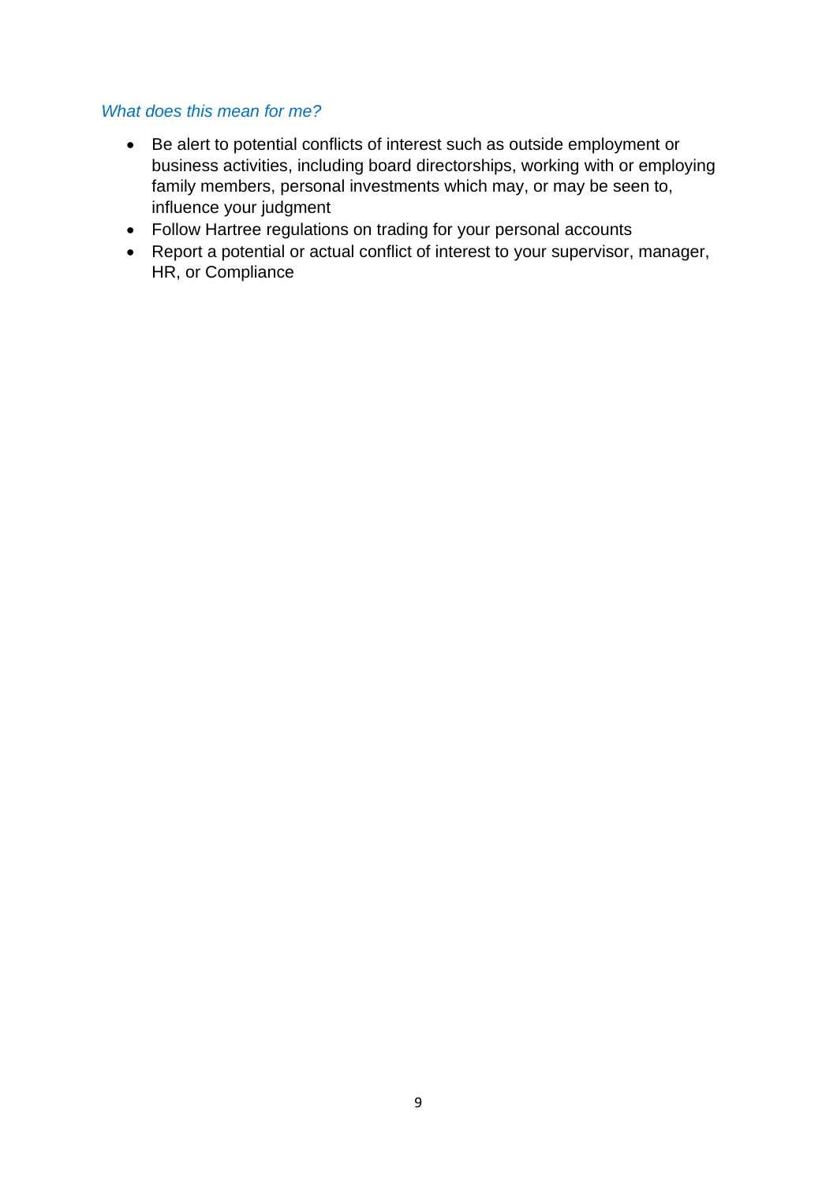*What does this mean for me?*

- Be alert to potential conflicts of interest such as outside employment or business activities, including board directorships, working with or employing family members, personal investments which may, or may be seen to, influence your judgment
- Follow Hartree regulations on trading for your personal accounts
- Report a potential or actual conflict of interest to your supervisor, manager, HR, or Compliance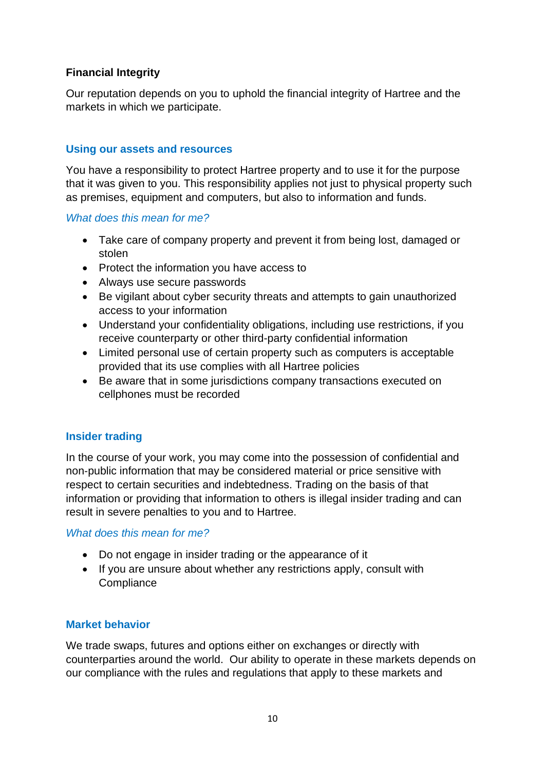**Financial Integrity**

Our reputation depends on you to uphold the financial integrity of Hartree and the markets in which we participate.

### Using our assets and resources

You have a responsibility to protect Hartree property and to use it for the purpose that it was given to you. This responsibility applies not just to physical property such as premises, equipment and computers, but also to information and funds.

*What does this mean for me?*

- Take care of company property and prevent it from being lost, damaged or stolen
- Protect the information you have access to
- Always use secure passwords
- Be vigilant about cyber security threats and attempts to gain unauthorized access to your information
- Understand your confidentiality obligations, including use restrictions, if you receive counterparty or other third-party confidential information
- Limited personal use of certain property such as computers is acceptable provided that its use complies with all Hartree policies
- Be aware that in some jurisdictions company transactions executed on cellphones must be recorded

### Insider trading

In the course of your work, you may come into the possession of confidential and non-public information that may be considered material or price sensitive with respect to certain securities and indebtedness. Trading on the basis of that information or providing that information to others is illegal insider trading and can result in severe penalties to you and to Hartree.

*What does this mean for me?*

- Do not engage in insider trading or the appearance of it
- If you are unsure about whether any restrictions apply, consult with Compliance

### Market behavior

We trade swaps, futures and options either on exchanges or directly with counterparties around the world. Our ability to operate in these markets depends on our compliance with the rules and regulations that apply to these markets and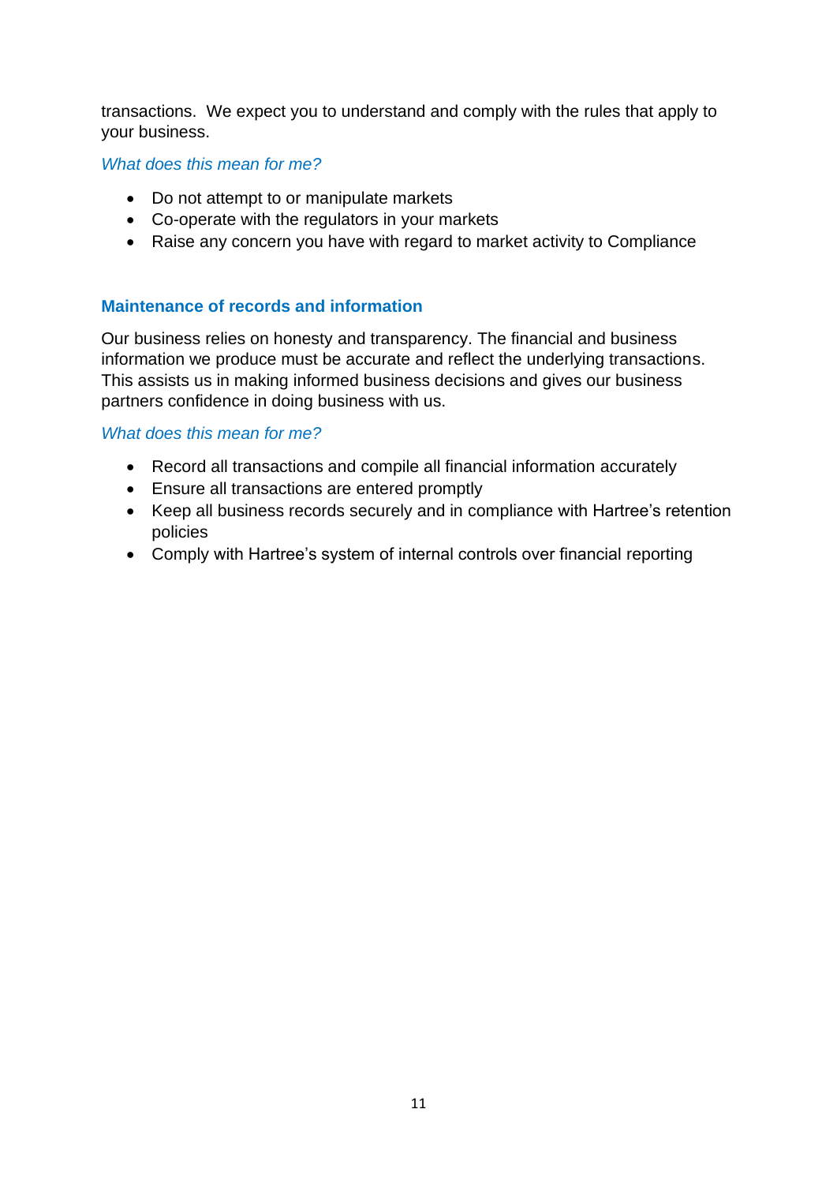transactions. We expect you to understand and comply with the rules that apply to your business.

*What does this mean for me?*

- Do not attempt to or manipulate markets
- Co-operate with the regulators in your markets
- Raise any concern you have with regard to market activity to Compliance

## Maintenance of records and information

Our business relies on honesty and transparency. The financial and business information we produce must be accurate and reflect the underlying transactions. This assists us in making informed business decisions and gives our business partners confidence in doing business with us.

*What does this mean for me?*

- Record all transactions and compile all financial information accurately
- Ensure all transactions are entered promptly
- Keep all business records securely and in compliance with Hartree's retention policies
- Comply with Hartree's system of internal controls over financial reporting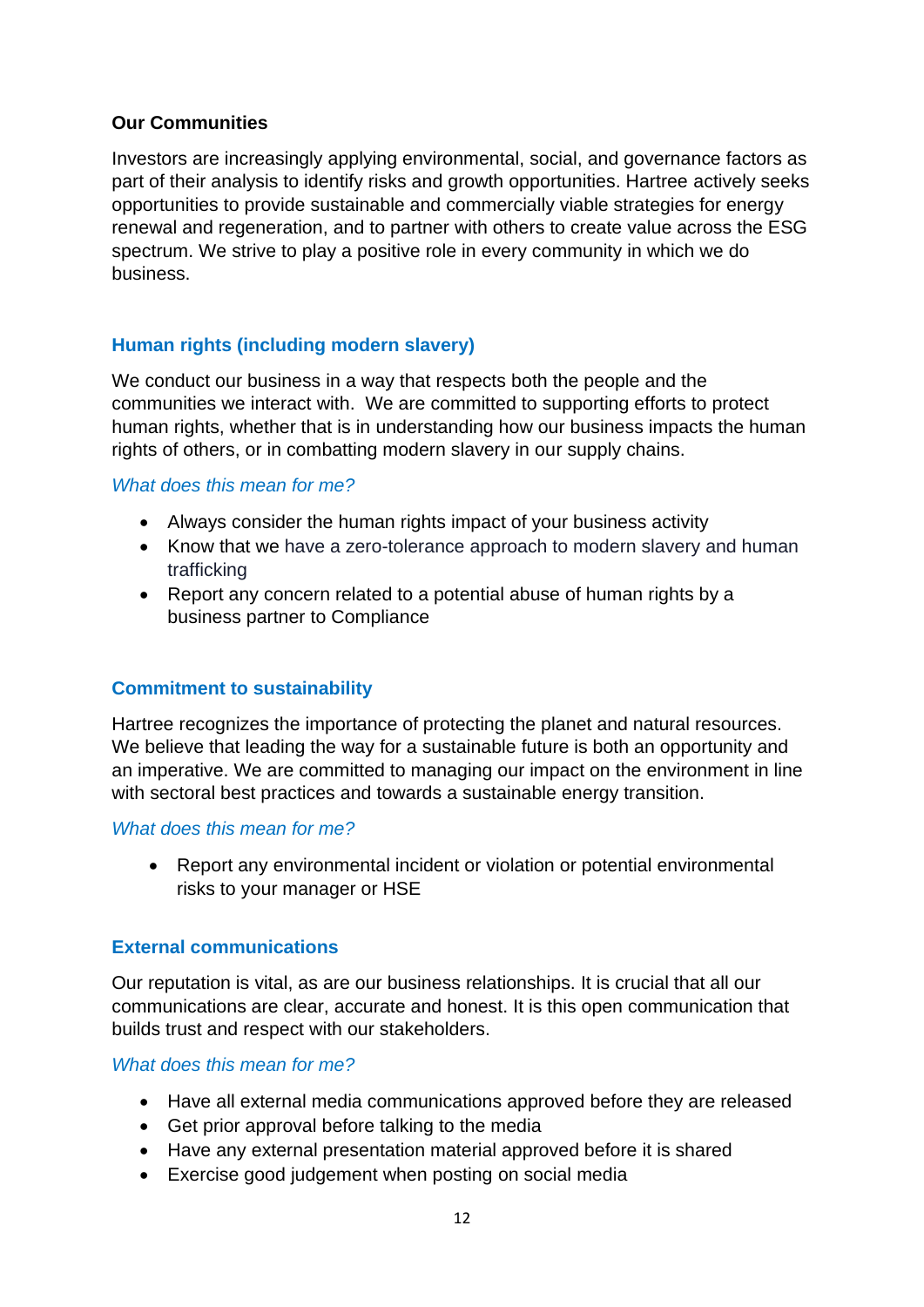## Our Communities

Investors are increasingly applying environmental, social, and governance factors as part of their analysis to identify risks and growth opportunities. Hartree actively seeks opportunities to provide sustainable and commercially viable strategies for energy renewal and regeneration, and to partner with others to create value across the ESG spectrum. We strive to play a positive role in every community in which we do business.

### Human rights (including modern slavery)

We conduct our business in a way that respects both the people and the communities we interact with. We are committed to supporting efforts to protect human rights, whether that is in understanding how our business impacts the human rights of others, or in combatting modern slavery in our supply chains.

*What does this mean for me?*

- Always consider the human rights impact of your business activity
- Know that we have a zero-tolerance approach to modern slavery and human trafficking
- Report any concern related to a potential abuse of human rights by a business partner to Compliance

### Commitment to sustainability

Hartree recognizes the importance of protecting the planet and natural resources. We believe that leading the way for a sustainable future is both an opportunity and an imperative. We are committed to managing our impact on the environment in line with sectoral best practices and towards a sustainable energy transition.

*What does this mean for me?*

- Report any environmental incident or violation or potential environmental risks to your manager or HSE

### External communications

Our reputation is vital, as are our business relationships. It is crucial that all our communications are clear, accurate and honest. It is this open communication that builds trust and respect with our stakeholders.

*What does this mean for me?*

- Have all external media communications approved before they are released
- Get prior approval before talking to the media
- Have any external presentation material approved before it is shared
- Exercise good judgement when posting on social media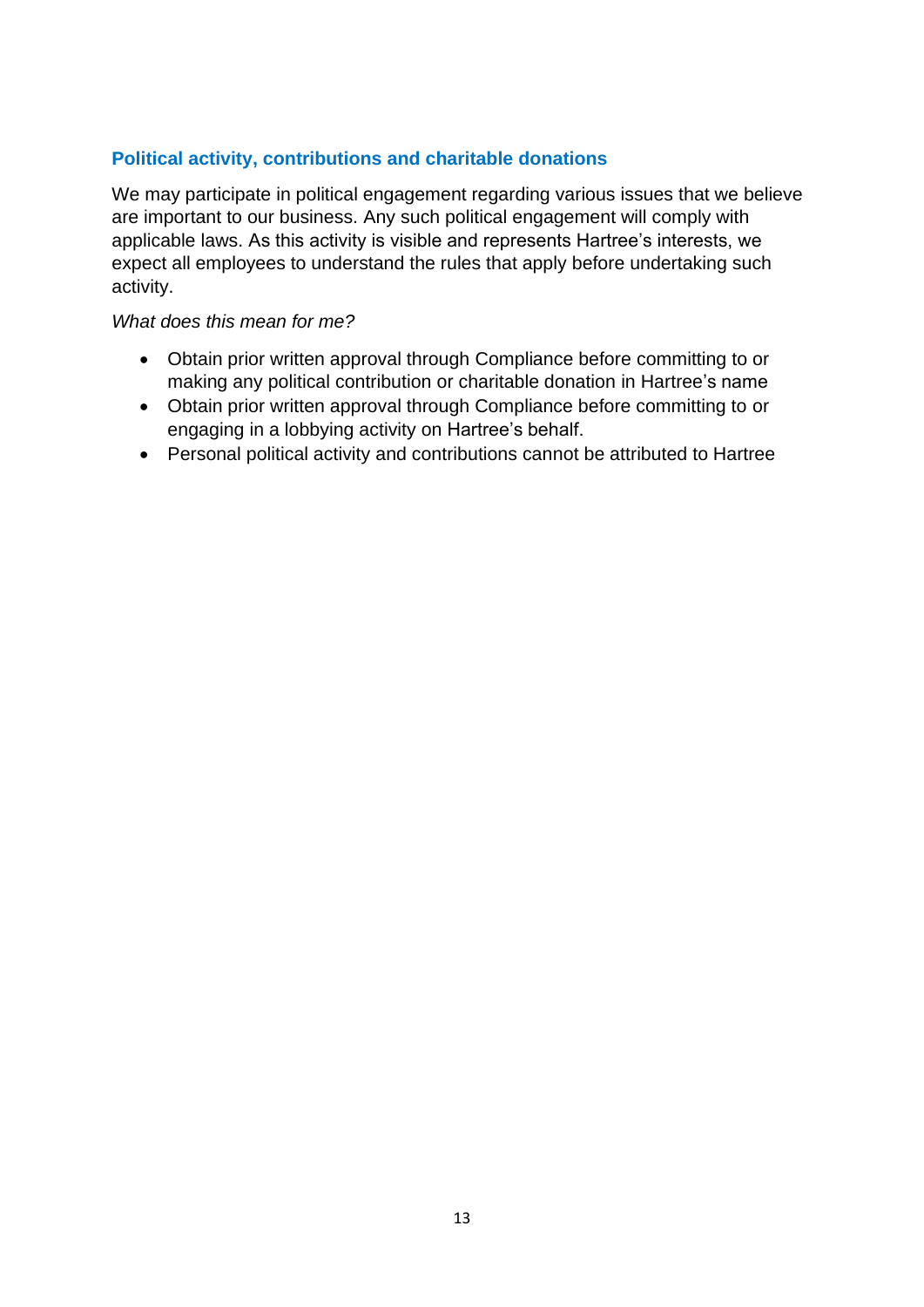### Political activity, contributions and charitable donations

We may participate in political engagement regarding various issues that we believe are important to our business. Any such political engagement will comply with applicable laws. As this activity is visible and represents Hartree's interests, we expect all employees to understand the rules that apply before undertaking such activity.

*What does this mean for me?*

- Obtain prior written approval through Compliance before committing to or making any political contribution or charitable donation in Hartree's name
- Obtain prior written approval through Compliance before committing to or engaging in a lobbying activity on Hartree's behalf.
- Personal political activity and contributions cannot be attributed to Hartree